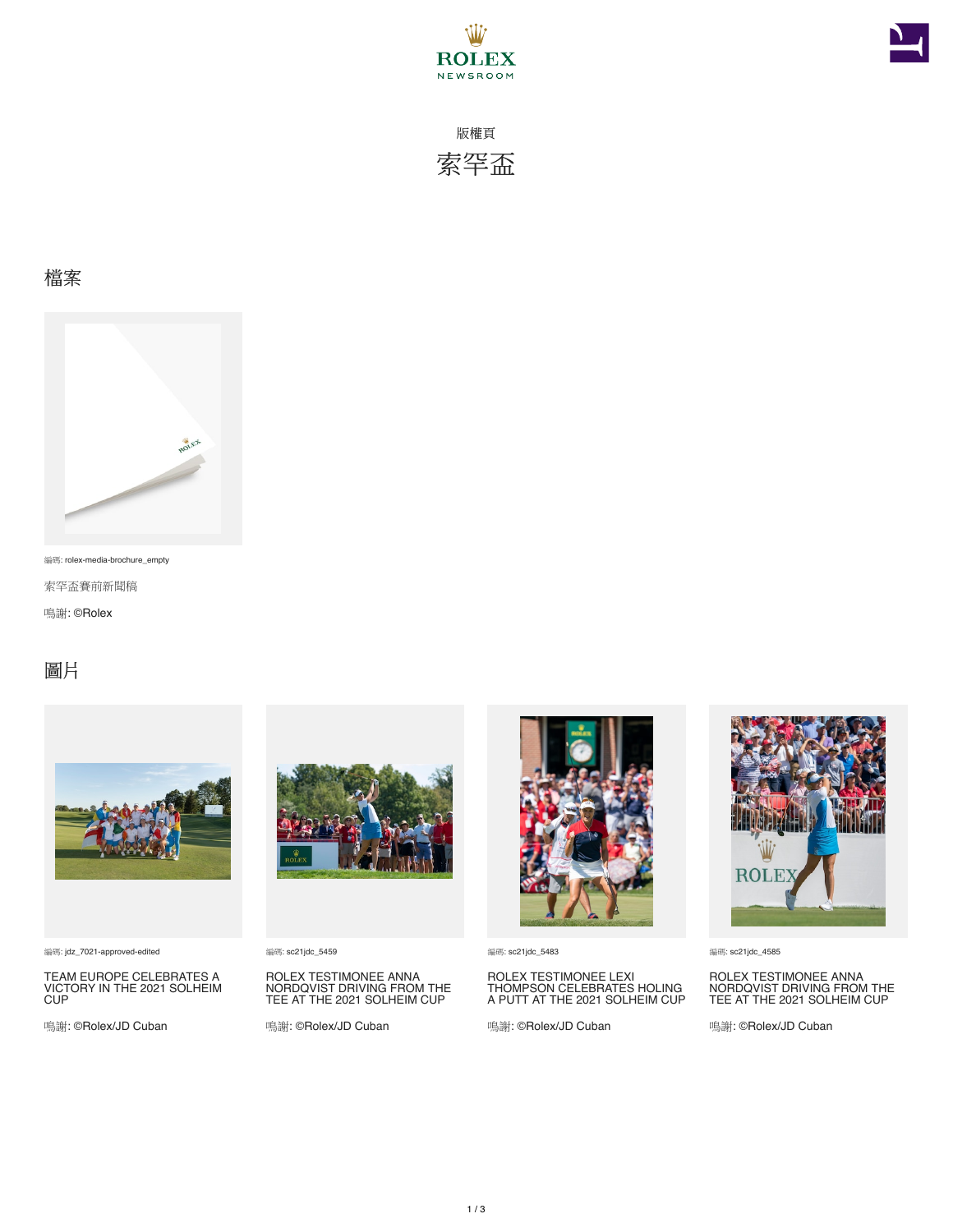版權頁

# 索罕盃

## 檔案

編碼: rolex-media-brochure_empty

索罕盃賽前新聞稿

鳴謝: ©Rolex

## 圖片

編碼: jdz_7021-approved-edited

TEAM EUROPE CELEBRATES A VICTORY IN THE 2021 SOLHEIM CUP

鳴謝: ©Rolex/JD Cuban

編碼: sc21jdc_5459

ROLEX TESTIMONEE ANNA NORDQVIST DRIVING FROM THE TEE AT THE 2021 SOLHEIM CUP

鳴謝: ©Rolex/JD Cuban

編碼: sc21jdc_5483

ROLEX TESTIMONEE LEXI THOMPSON CELEBRATES HOLING A PUTT AT THE 2021 SOLHEIM CUP

鳴謝: ©Rolex/JD Cuban

編碼: sc21jdc_4585

ROLEX TESTIMONEE ANNA NORDQVIST DRIVING FROM THE TEE AT THE 2021 SOLHEIM CUP

鳴謝: ©Rolex/JD Cuban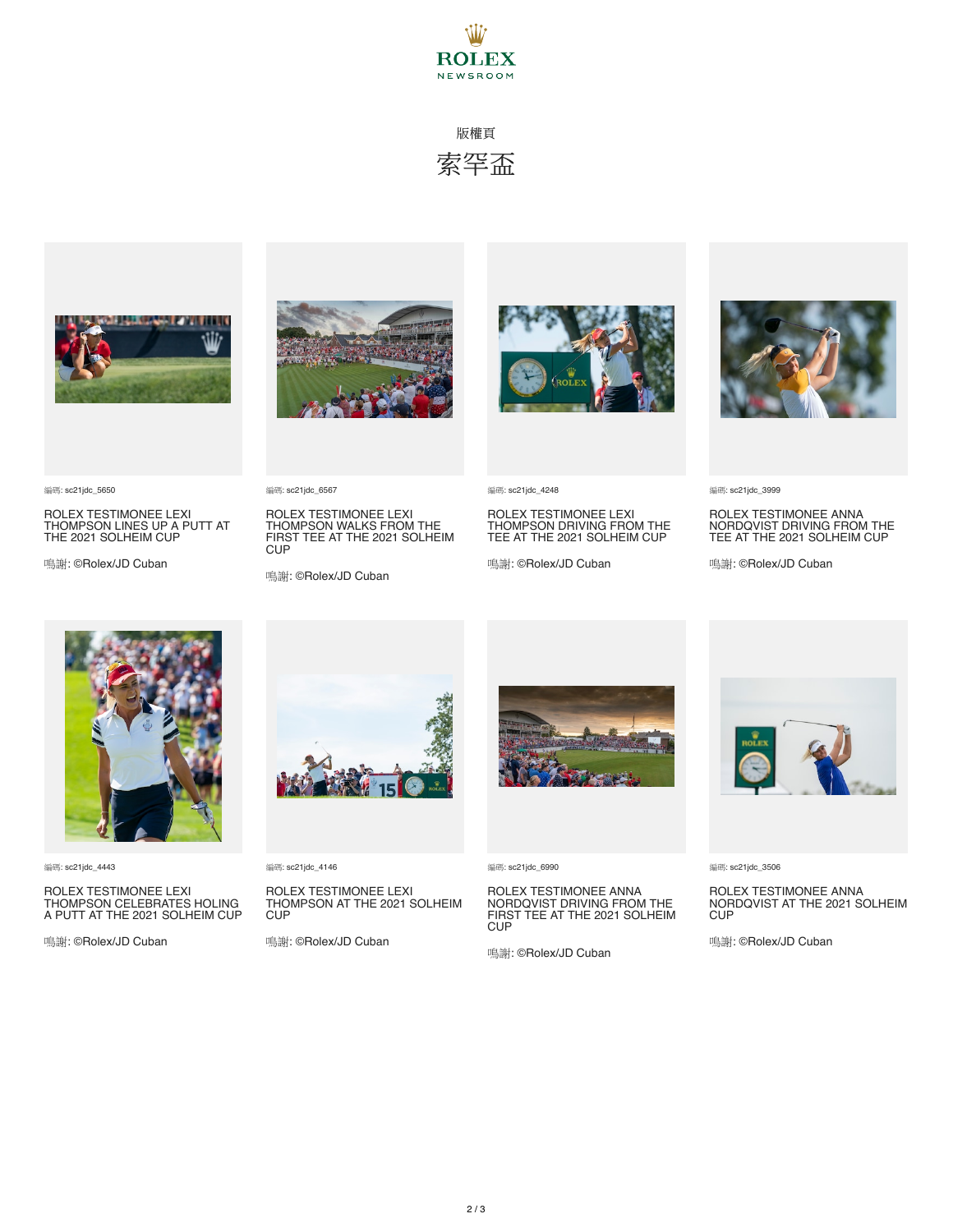版權頁

# 索罕盃

編碼: sc21jdc_5650

ROLEX TESTIMONEE LEXI THOMPSON LINES UP A PUTT AT THE 2021 SOLHEIM CUP

鳴謝: ©Rolex/JD Cuban

編碼: sc21jdc_6567

ROLEX TESTIMONEE LEXI THOMPSON WALKS FROM THE FIRST TEE AT THE 2021 SOLHEIM CUP

鳴謝: ©Rolex/JD Cuban

編碼: sc21jdc_4248

ROLEX TESTIMONEE LEXI THOMPSON DRIVING FROM THE TEE AT THE 2021 SOLHEIM CUP

鳴謝: ©Rolex/JD Cuban

編碼: sc21jdc_3999

ROLEX TESTIMONEE ANNA NORDQVIST DRIVING FROM THE TEE AT THE 2021 SOLHEIM CUP

鳴謝: ©Rolex/JD Cuban

編碼: sc21jdc_4443

ROLEX TESTIMONEE LEXI THOMPSON CELEBRATES HOLING A PUTT AT THE 2021 SOLHEIM CUP

鳴謝: ©Rolex/JD Cuban

編碼: sc21jdc_4146

ROLEX TESTIMONEE LEXI THOMPSON AT THE 2021 SOLHEIM CUP

鳴謝: ©Rolex/JD Cuban

編碼: sc21jdc_6990

ROLEX TESTIMONEE ANNA NORDQVIST DRIVING FROM THE FIRST TEE AT THE 2021 SOLHEIM CUP

鳴謝: ©Rolex/JD Cuban

編碼: sc21jdc_3506

ROLEX TESTIMONEE ANNA NORDQVIST AT THE 2021 SOLHEIM CUP

鳴謝: ©Rolex/JD Cuban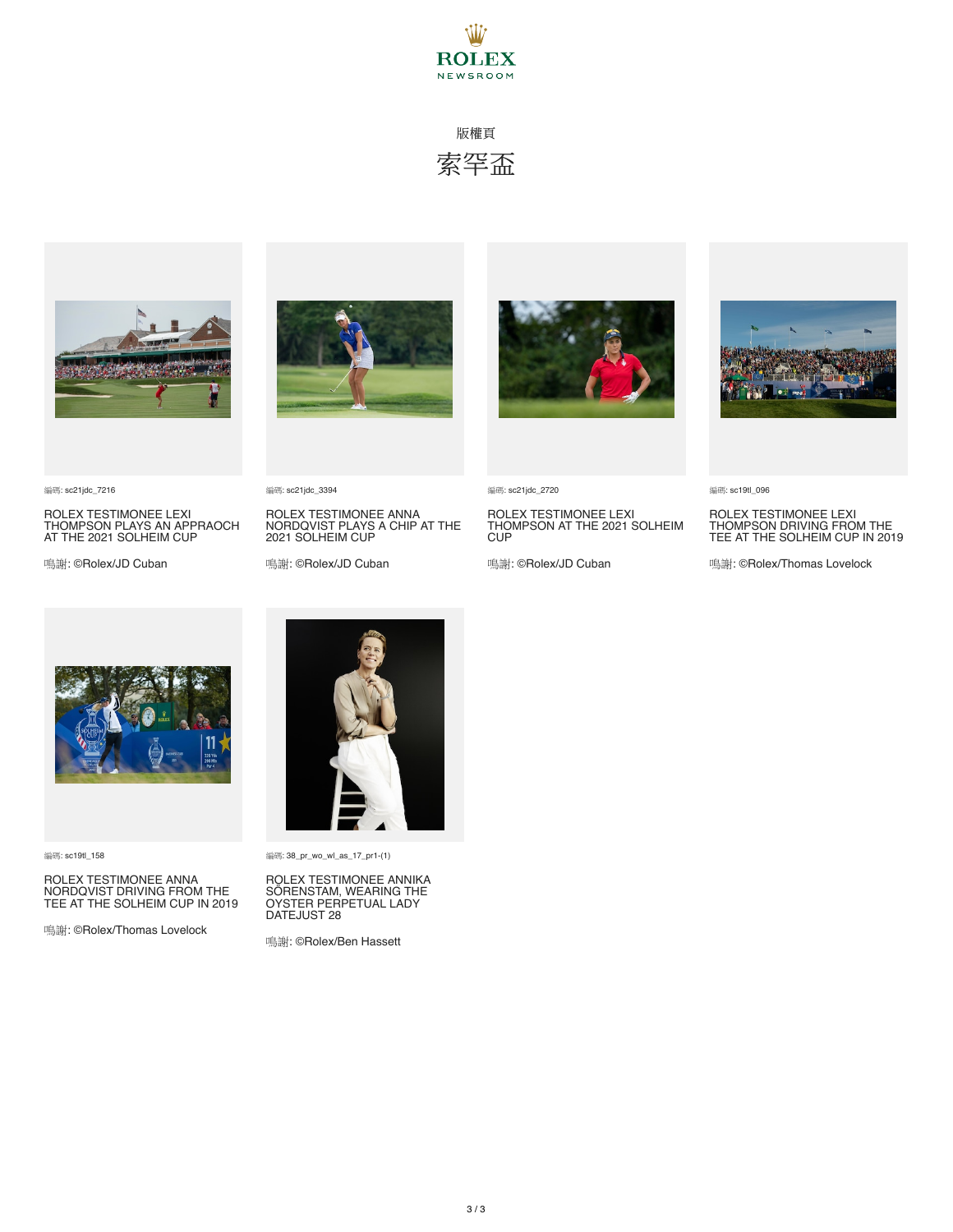ROLEX
NEWSROOM

版權頁

# 索罕盃

編碼: sc21jdc_7216

ROLEX TESTIMONEE LEXI THOMPSON PLAYS AN APPRAOCH AT THE 2021 SOLHEIM CUP

鳴謝: ©Rolex/JD Cuban

編碼: sc21jdc_3394

ROLEX TESTIMONEE ANNA NORDQVIST PLAYS A CHIP AT THE 2021 SOLHEIM CUP

鳴謝: ©Rolex/JD Cuban

編碼: sc21jdc_2720

ROLEX TESTIMONEE LEXI THOMPSON AT THE 2021 SOLHEIM CUP

鳴謝: ©Rolex/JD Cuban

編碼: sc19tl_096

ROLEX TESTIMONEE LEXI THOMPSON DRIVING FROM THE TEE AT THE SOLHEIM CUP IN 2019

鳴謝: ©Rolex/Thomas Lovelock

編碼: sc19tl_158

ROLEX TESTIMONEE ANNA NORDQVIST DRIVING FROM THE TEE AT THE SOLHEIM CUP IN 2019

鳴謝: ©Rolex/Thomas Lovelock

編碼: 38_pr_wo_wl_as_17_pr1-(1)

ROLEX TESTIMONEE ANNIKA SÖRENSTAM, WEARING THE OYSTER PERPETUAL LADY DATEJUST 28

鳴謝: ©Rolex/Ben Hassett